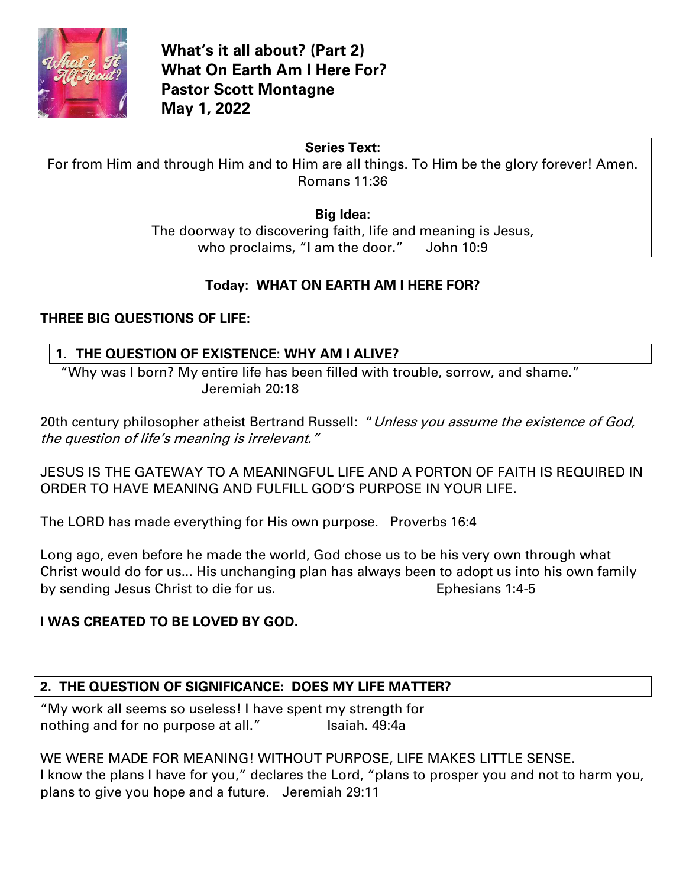**What's it all about? (Part 2)**
**What On Earth Am I Here For?**
**Pastor Scott Montagne**
**May 1, 2022**

**Series Text:**
For from Him and through Him and to Him are all things. To Him be the glory forever! Amen.
Romans 11:36

**Big Idea:**
The doorway to discovering faith, life and meaning is Jesus,
who proclaims, "I am the door." John 10:9

**Today: WHAT ON EARTH AM I HERE FOR?**

**THREE BIG QUESTIONS OF LIFE:**

**1. THE QUESTION OF EXISTENCE: WHY AM I ALIVE?**

"Why was I born? My entire life has been filled with trouble, sorrow, and shame."
Jeremiah 20:18

20th century philosopher atheist Bertrand Russell: "*Unless you assume the existence of God, the question of life's meaning is irrelevant.*"

JESUS IS THE GATEWAY TO A MEANINGFUL LIFE AND A PORTON OF FAITH IS REQUIRED IN ORDER TO HAVE MEANING AND FULFILL GOD'S PURPOSE IN YOUR LIFE.

The LORD has made everything for His own purpose. Proverbs 16:4

Long ago, even before he made the world, God chose us to be his very own through what Christ would do for us... His unchanging plan has always been to adopt us into his own family by sending Jesus Christ to die for us. Ephesians 1:4-5

**I WAS CREATED TO BE LOVED BY GOD.**

**2. THE QUESTION OF SIGNIFICANCE: DOES MY LIFE MATTER?**

"My work all seems so useless! I have spent my strength for nothing and for no purpose at all." Isaiah. 49:4a

WE WERE MADE FOR MEANING! WITHOUT PURPOSE, LIFE MAKES LITTLE SENSE.
I know the plans I have for you," declares the Lord, "plans to prosper you and not to harm you, plans to give you hope and a future. Jeremiah 29:11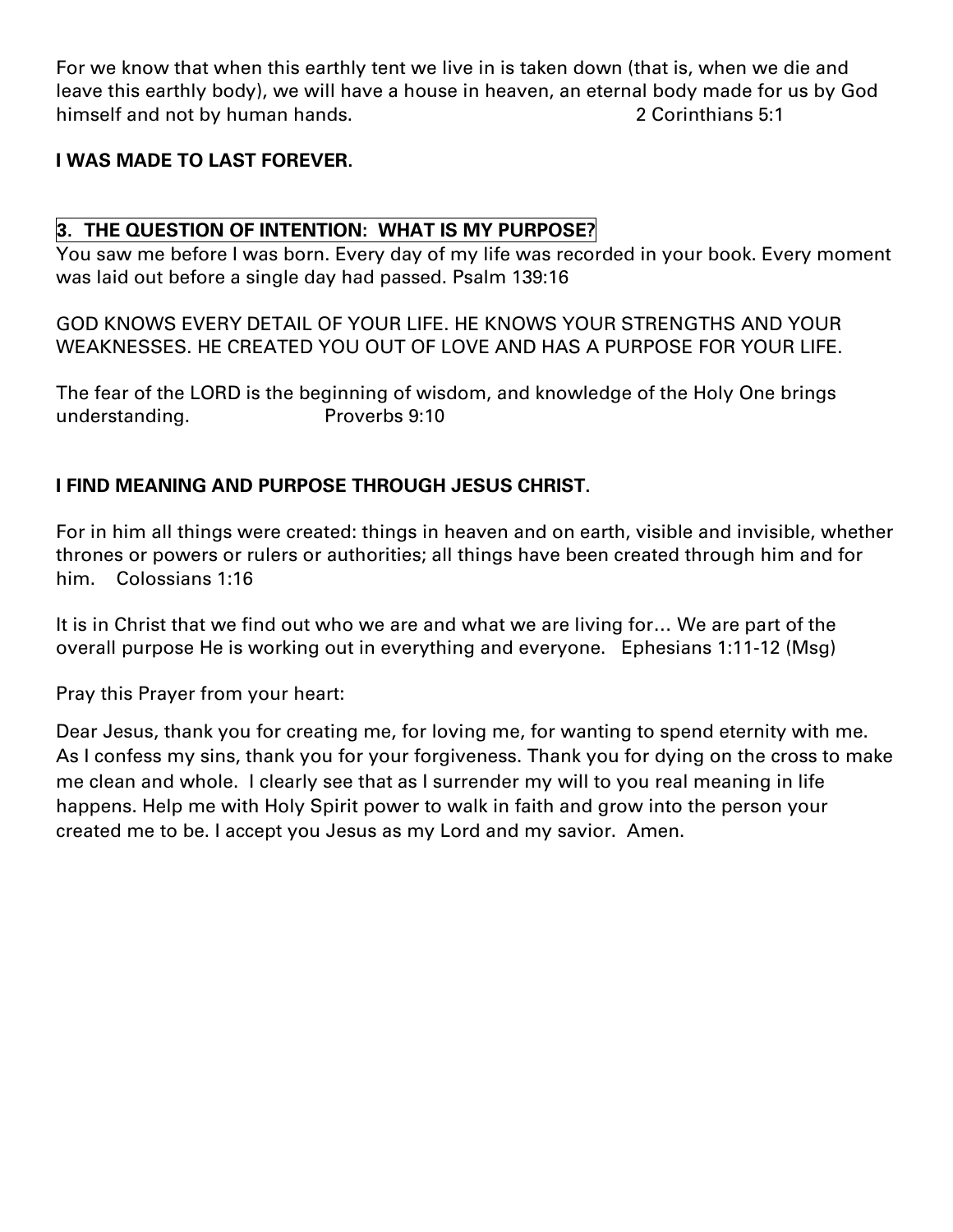For we know that when this earthly tent we live in is taken down (that is, when we die and leave this earthly body), we will have a house in heaven, an eternal body made for us by God himself and not by human hands. 2 Corinthians 5:1

**I WAS MADE TO LAST FOREVER.**

**3. THE QUESTION OF INTENTION: WHAT IS MY PURPOSE?**

You saw me before I was born. Every day of my life was recorded in your book. Every moment was laid out before a single day had passed. Psalm 139:16

GOD KNOWS EVERY DETAIL OF YOUR LIFE. HE KNOWS YOUR STRENGTHS AND YOUR WEAKNESSES. HE CREATED YOU OUT OF LOVE AND HAS A PURPOSE FOR YOUR LIFE.

The fear of the LORD is the beginning of wisdom, and knowledge of the Holy One brings understanding. Proverbs 9:10

**I FIND MEANING AND PURPOSE THROUGH JESUS CHRIST.**

For in him all things were created: things in heaven and on earth, visible and invisible, whether thrones or powers or rulers or authorities; all things have been created through him and for him. Colossians 1:16

It is in Christ that we find out who we are and what we are living for… We are part of the overall purpose He is working out in everything and everyone. Ephesians 1:11-12 (Msg)

Pray this Prayer from your heart:

Dear Jesus, thank you for creating me, for loving me, for wanting to spend eternity with me. As I confess my sins, thank you for your forgiveness. Thank you for dying on the cross to make me clean and whole. I clearly see that as I surrender my will to you real meaning in life happens. Help me with Holy Spirit power to walk in faith and grow into the person your created me to be. I accept you Jesus as my Lord and my savior. Amen.